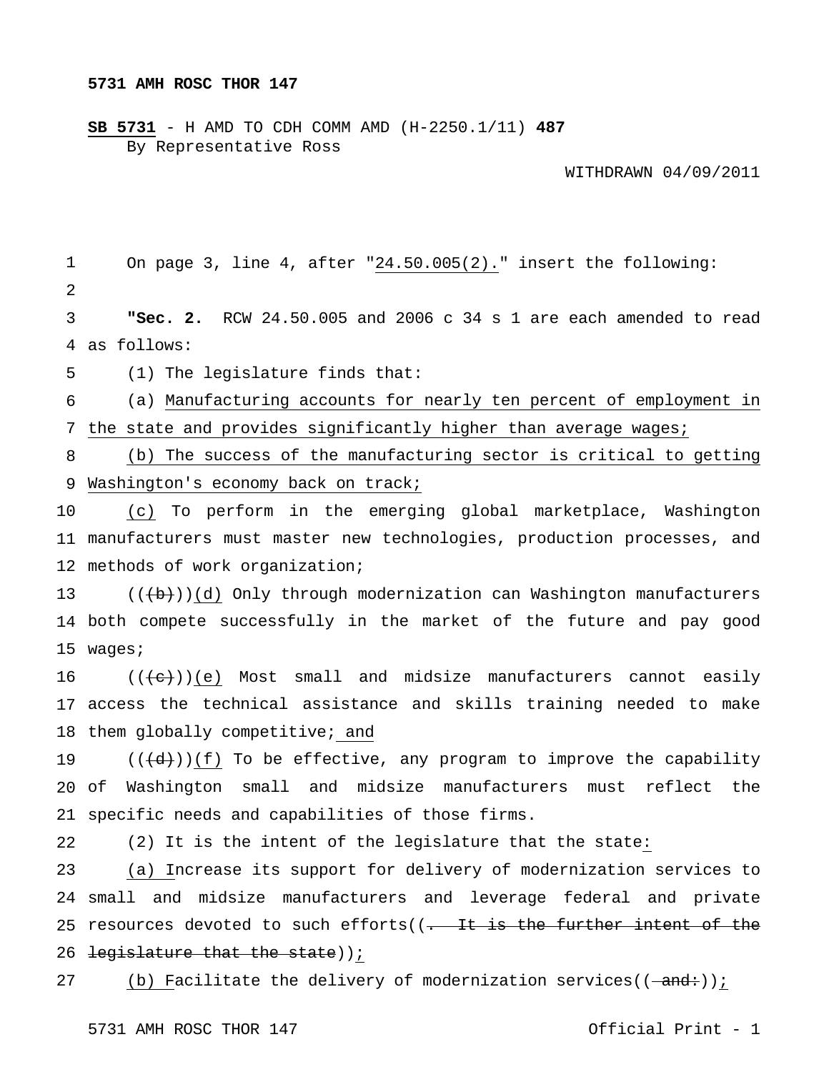**5731 AMH ROSC THOR 147**

**SB 5731** - H AMD TO CDH COMM AMD (H-2250.1/11) **487**
By Representative Ross

WITHDRAWN 04/09/2011

On page 3, line 4, after "24.50.005(2)." insert the following:

**"Sec. 2.** RCW 24.50.005 and 2006 c 34 s 1 are each amended to read as follows:

(1) The legislature finds that:

(a) Manufacturing accounts for nearly ten percent of employment in the state and provides significantly higher than average wages;

(b) The success of the manufacturing sector is critical to getting Washington's economy back on track;

(c) To perform in the emerging global marketplace, Washington manufacturers must master new technologies, production processes, and methods of work organization;

(((b)))(d) Only through modernization can Washington manufacturers both compete successfully in the market of the future and pay good wages;

(((c)))(e) Most small and midsize manufacturers cannot easily access the technical assistance and skills training needed to make them globally competitive; and

(((d)))(f) To be effective, any program to improve the capability of Washington small and midsize manufacturers must reflect the specific needs and capabilities of those firms.

(2) It is the intent of the legislature that the state:

(a) Increase its support for delivery of modernization services to small and midsize manufacturers and leverage federal and private resources devoted to such efforts((~~. It is the further intent of the legislature that the state~~));

(b) Facilitate the delivery of modernization services((~~ and:~~));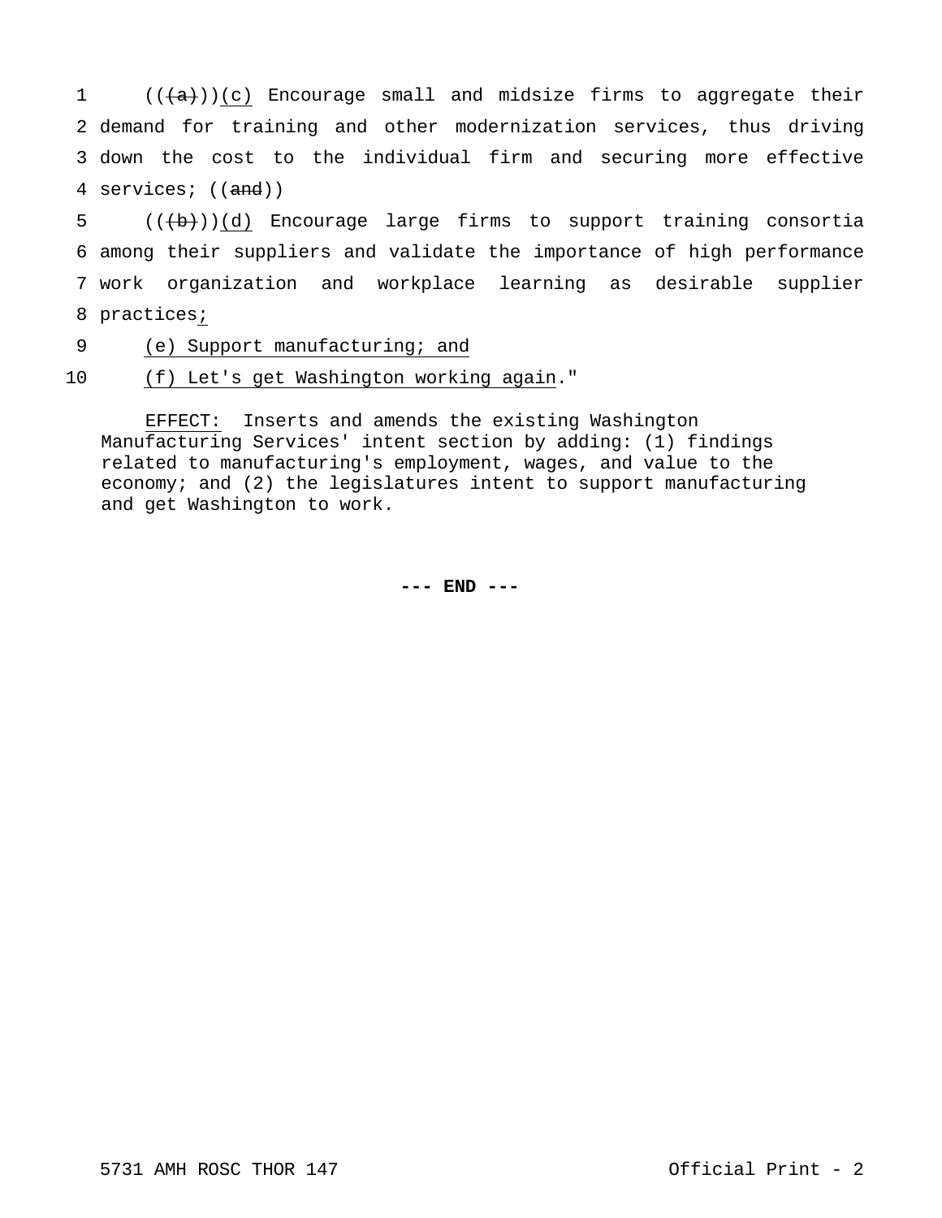((~~(a)~~))<u>(c)</u> Encourage small and midsize firms to aggregate their demand for training and other modernization services, thus driving down the cost to the individual firm and securing more effective services; ((~~and~~))

((~~(b)~~))<u>(d)</u> Encourage large firms to support training consortia among their suppliers and validate the importance of high performance work organization and workplace learning as desirable supplier practices<u>;</u>

<u>(e) Support manufacturing; and</u>

<u>(f) Let's get Washington working again</u>."

<u>EFFECT:</u> Inserts and amends the existing Washington Manufacturing Services' intent section by adding: (1) findings related to manufacturing's employment, wages, and value to the economy; and (2) the legislatures intent to support manufacturing and get Washington to work.

**--- END ---**